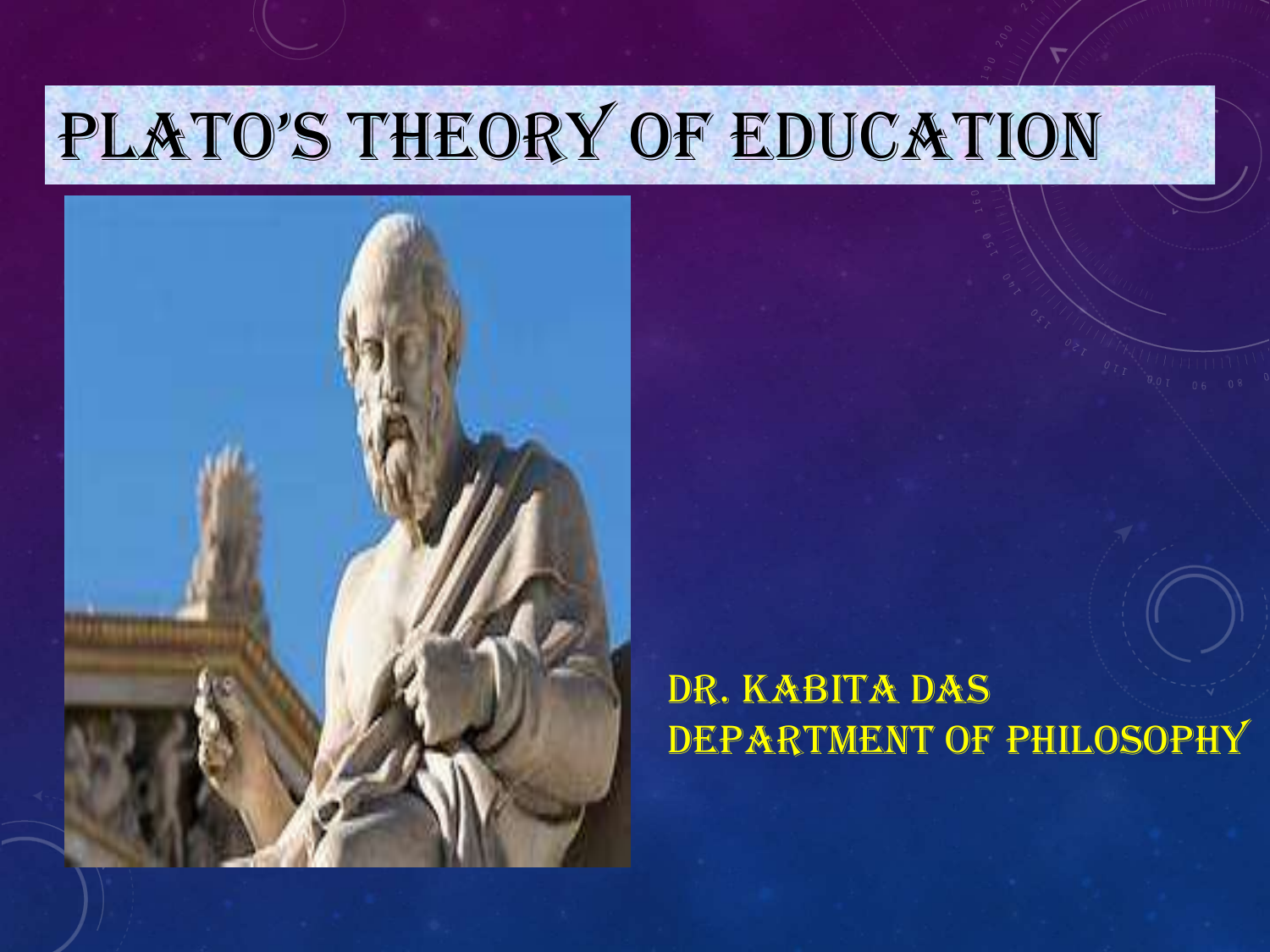# PLATO'S THEORY OF EDUCATION

DR. KABITA DAS
DEPARTMENT OF PHILOSOPHY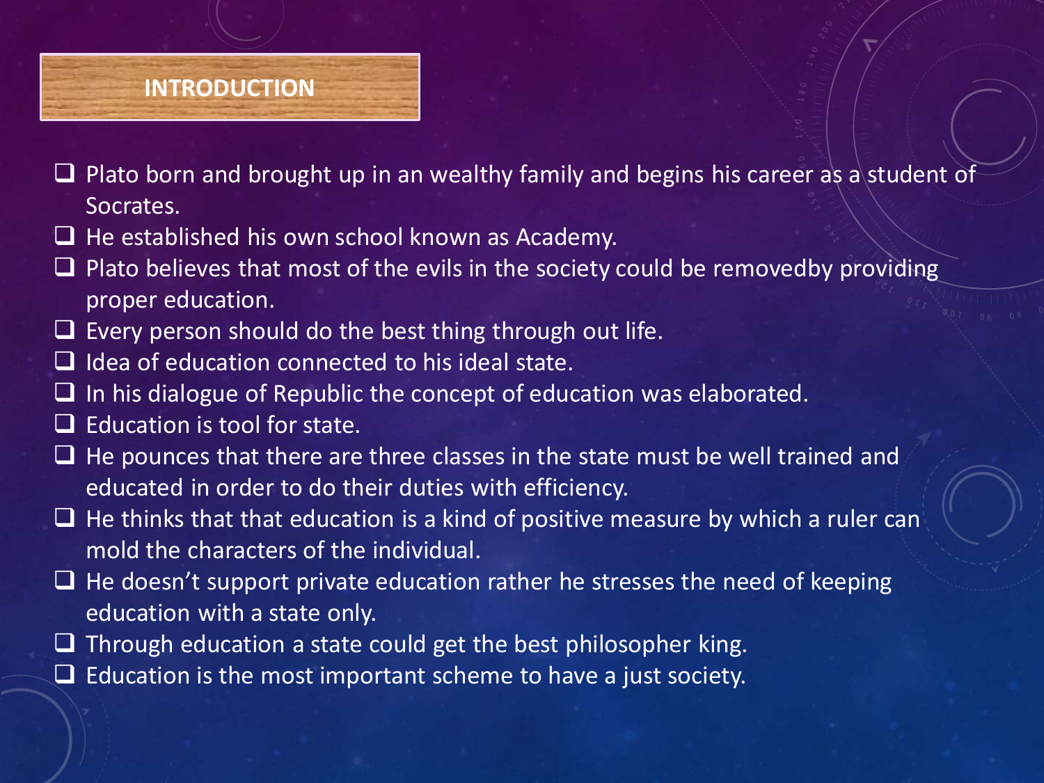## INTRODUCTION

- Plato born and brought up in an wealthy family and begins his career as a student of Socrates.
- He established his own school known as Academy.
- Plato believes that most of the evils in the society could be removedby providing proper education.
- Every person should do the best thing through out life.
- Idea of education connected to his ideal state.
- In his dialogue of Republic the concept of education was elaborated.
- Education is tool for state.
- He pounces that there are three classes in the state must be well trained and educated in order to do their duties with efficiency.
- He thinks that that education is a kind of positive measure by which a ruler can mold the characters of the individual.
- He doesn't support private education rather he stresses the need of keeping education with a state only.
- Through education a state could get the best philosopher king.
- Education is the most important scheme to have a just society.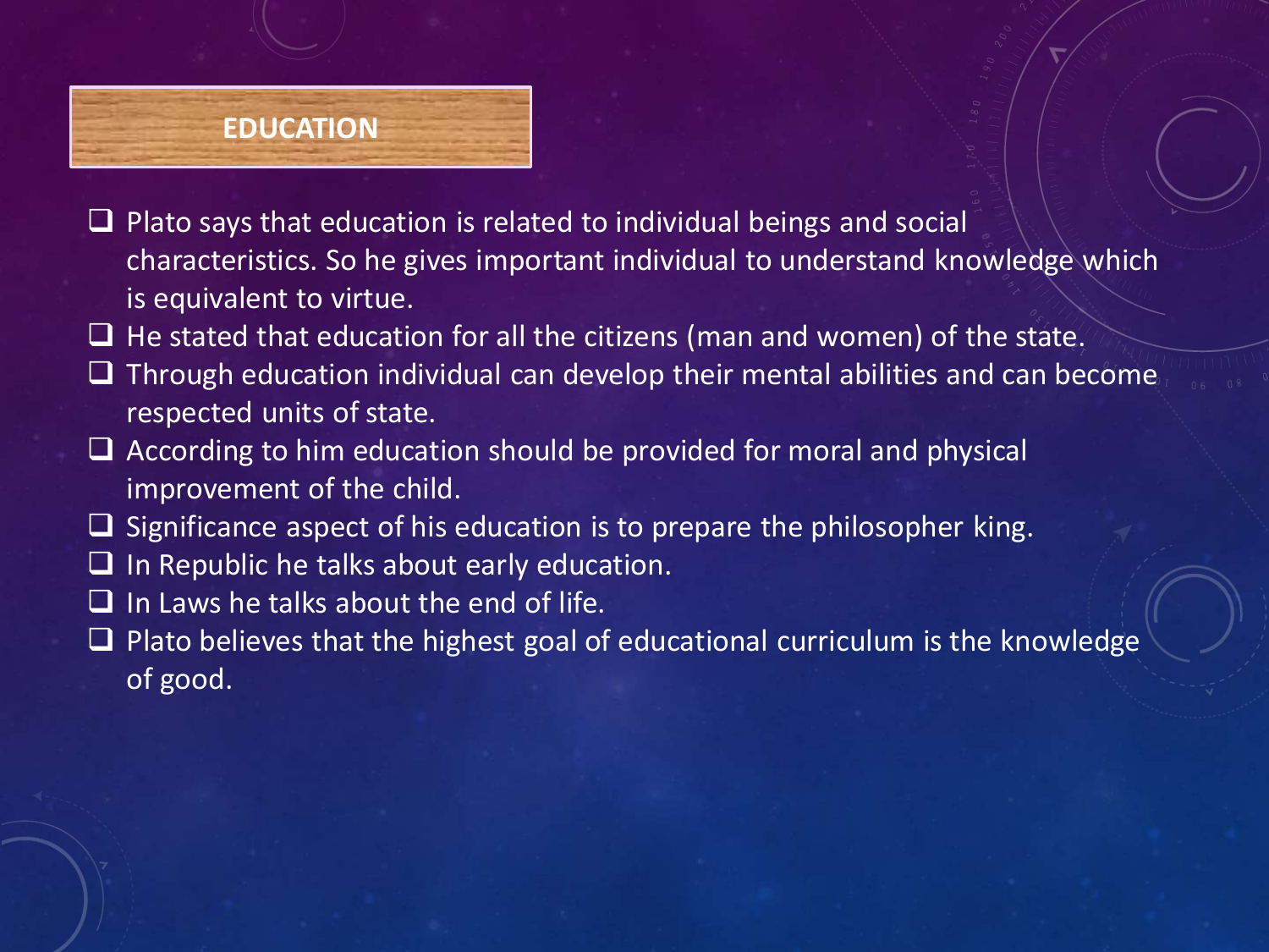## EDUCATION

- Plato says that education is related to individual beings and social characteristics. So he gives important individual to understand knowledge which is equivalent to virtue.
- He stated that education for all the citizens (man and women) of the state.
- Through education individual can develop their mental abilities and can become respected units of state.
- According to him education should be provided for moral and physical improvement of the child.
- Significance aspect of his education is to prepare the philosopher king.
- In Republic he talks about early education.
- In Laws he talks about the end of life.
- Plato believes that the highest goal of educational curriculum is the knowledge of good.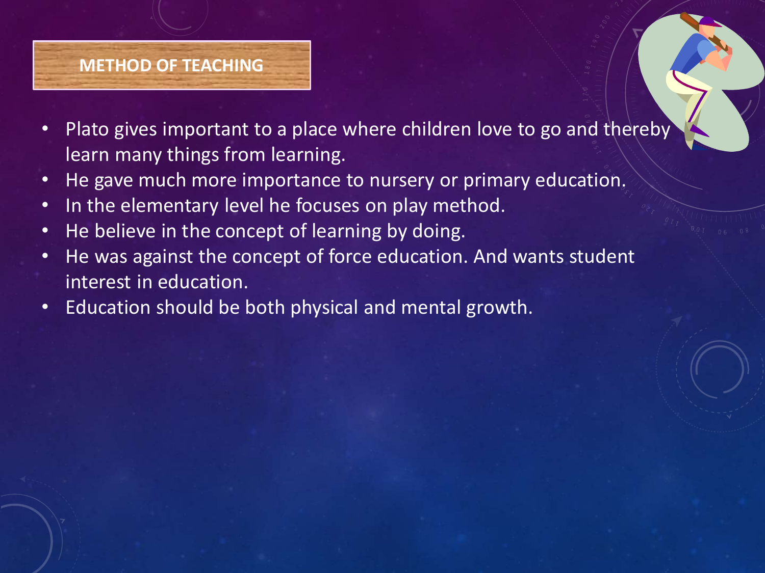## METHOD OF TEACHING

- Plato gives important to a place where children love to go and thereby learn many things from learning.
- He gave much more importance to nursery or primary education.
- In the elementary level he focuses on play method.
- He believe in the concept of learning by doing.
- He was against the concept of force education. And wants student interest in education.
- Education should be both physical and mental growth.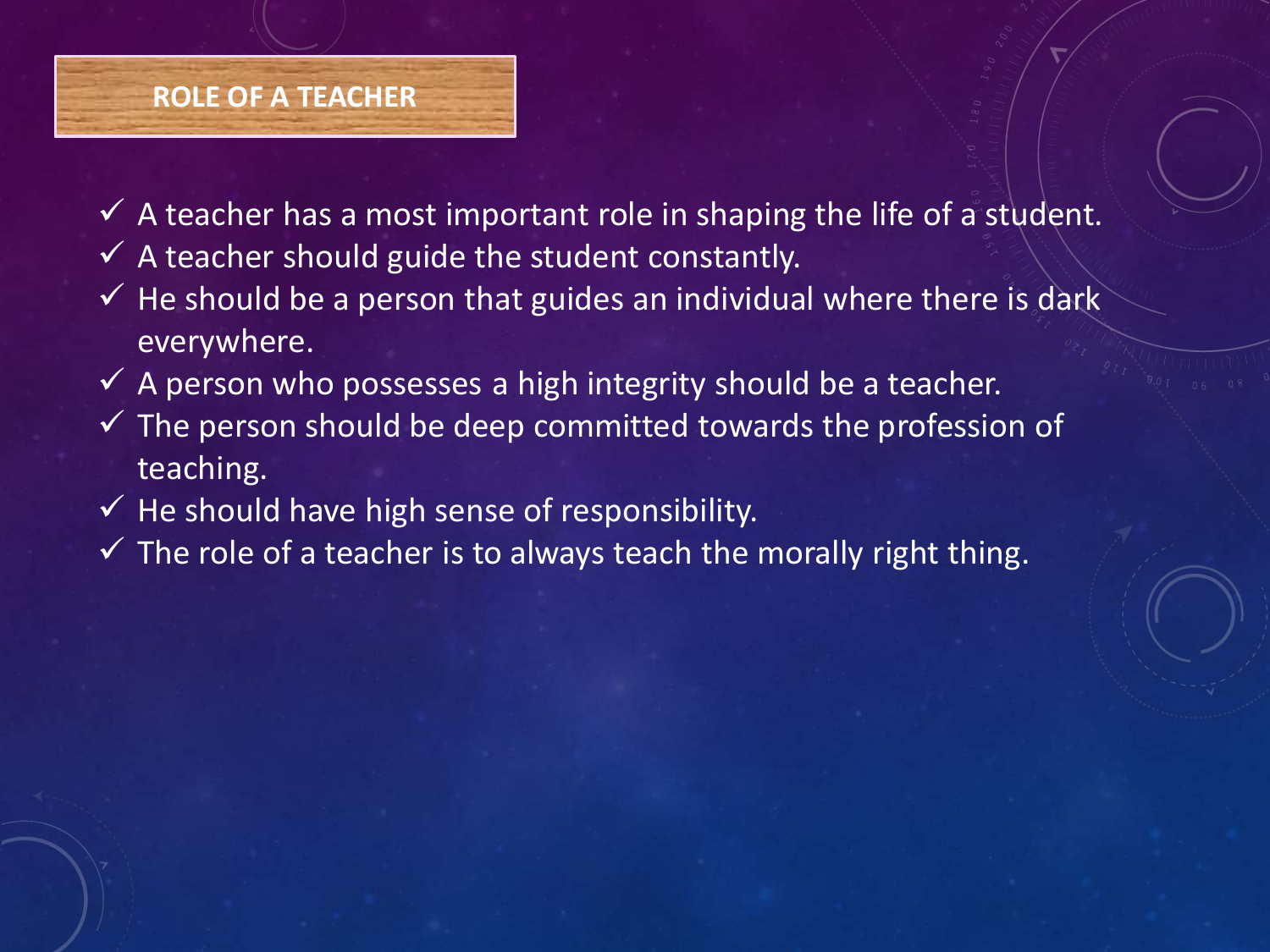## ROLE OF A TEACHER

- ✓ A teacher has a most important role in shaping the life of a student.
- ✓ A teacher should guide the student constantly.
- ✓ He should be a person that guides an individual where there is dark everywhere.
- ✓ A person who possesses a high integrity should be a teacher.
- ✓ The person should be deep committed towards the profession of teaching.
- ✓ He should have high sense of responsibility.
- ✓ The role of a teacher is to always teach the morally right thing.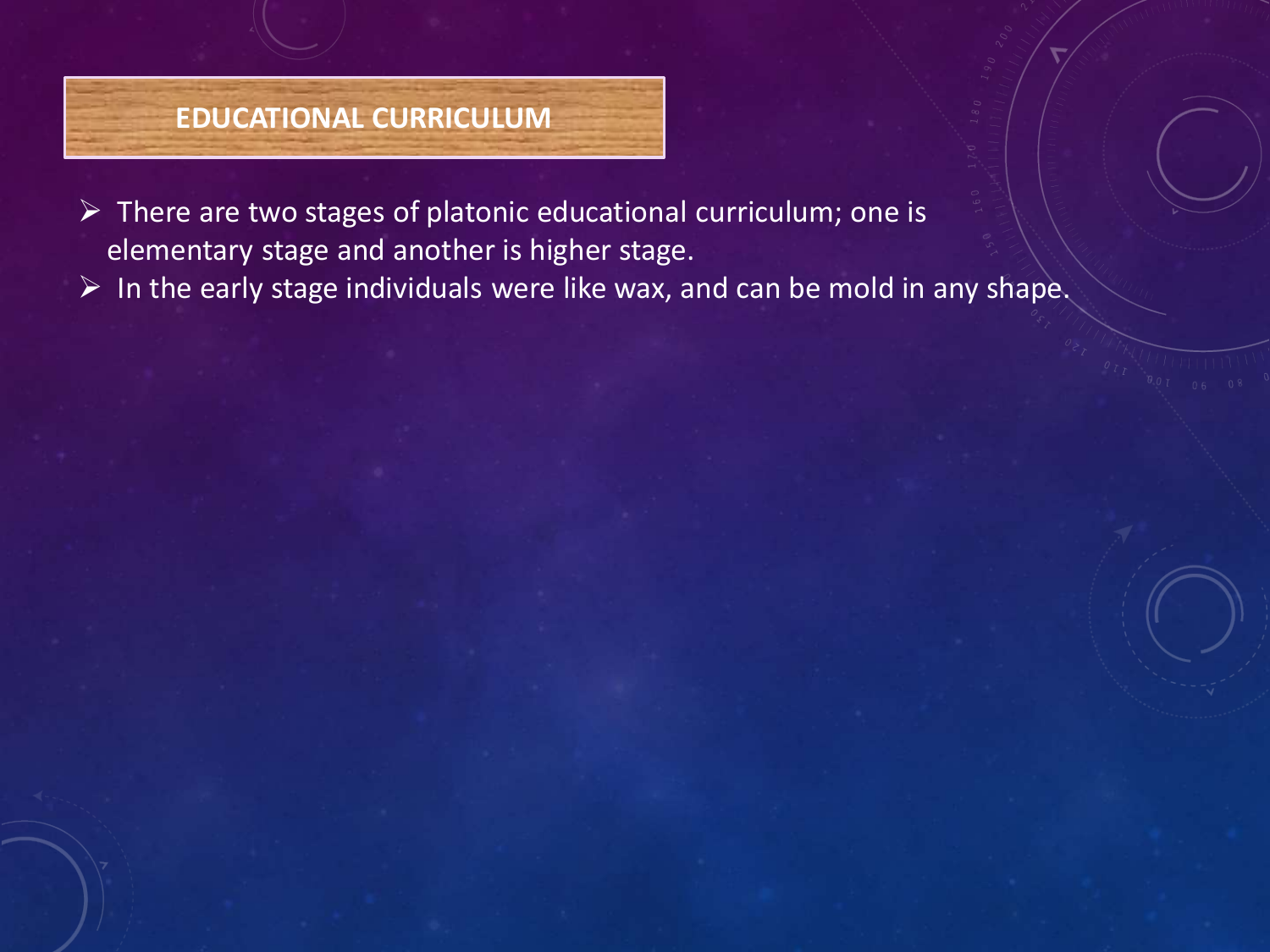## EDUCATIONAL CURRICULUM

- There are two stages of platonic educational curriculum; one is elementary stage and another is higher stage.
- In the early stage individuals were like wax, and can be mold in any shape.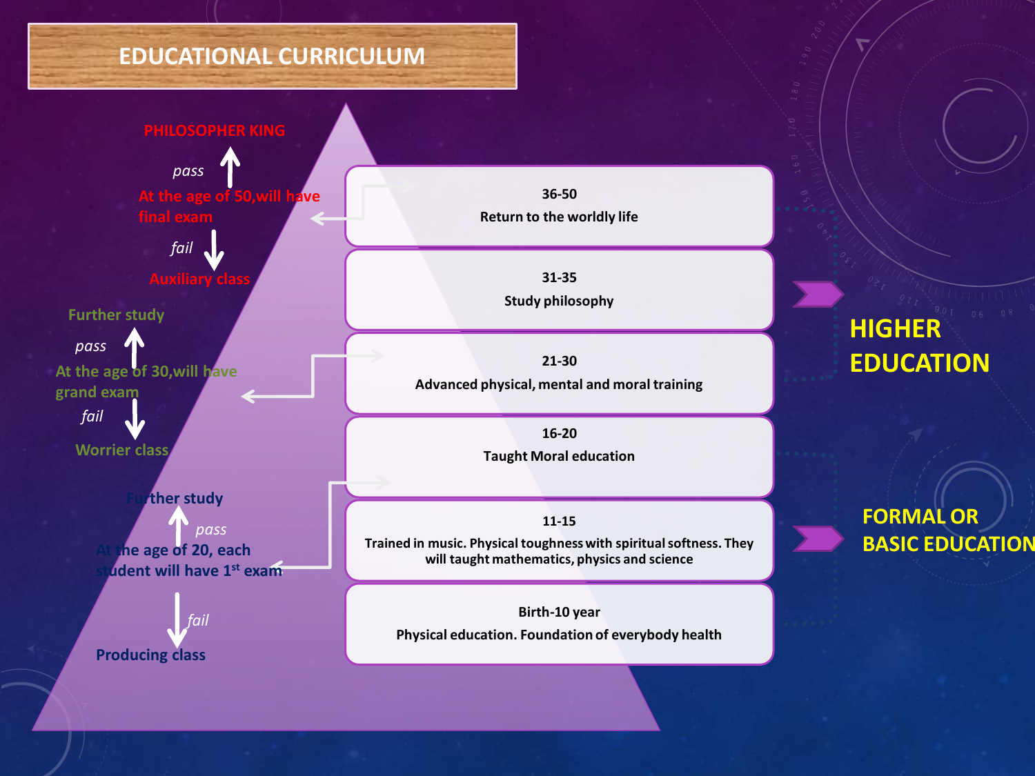# EDUCATIONAL CURRICULUM

**PHILOSOPHER KING**

↑ *pass*

**At the age of 50,will have final exam**

↓ *fail*

**Auxiliary class**

**Further study**

↑ *pass*

**At the age of 30,will have grand exam**

↓ *fail*

**Worrier class**

**Further study**

↑ *pass*

**At the age of 20, each student will have 1st exam**

↓ *fail*

**Producing class**

| Age | Curriculum |
| --- | --- |
| 36-50 | Return to the worldly life |
| 31-35 | Study philosophy |
| 21-30 | Advanced physical, mental and moral training |
| 16-20 | Taught Moral education |
| 11-15 | Trained in music. Physical toughness with spiritual softness. They will taught mathematics, physics and science |
| Birth-10 year | Physical education. Foundation of everybody health |

**HIGHER EDUCATION**

**FORMAL OR BASIC EDUCATION**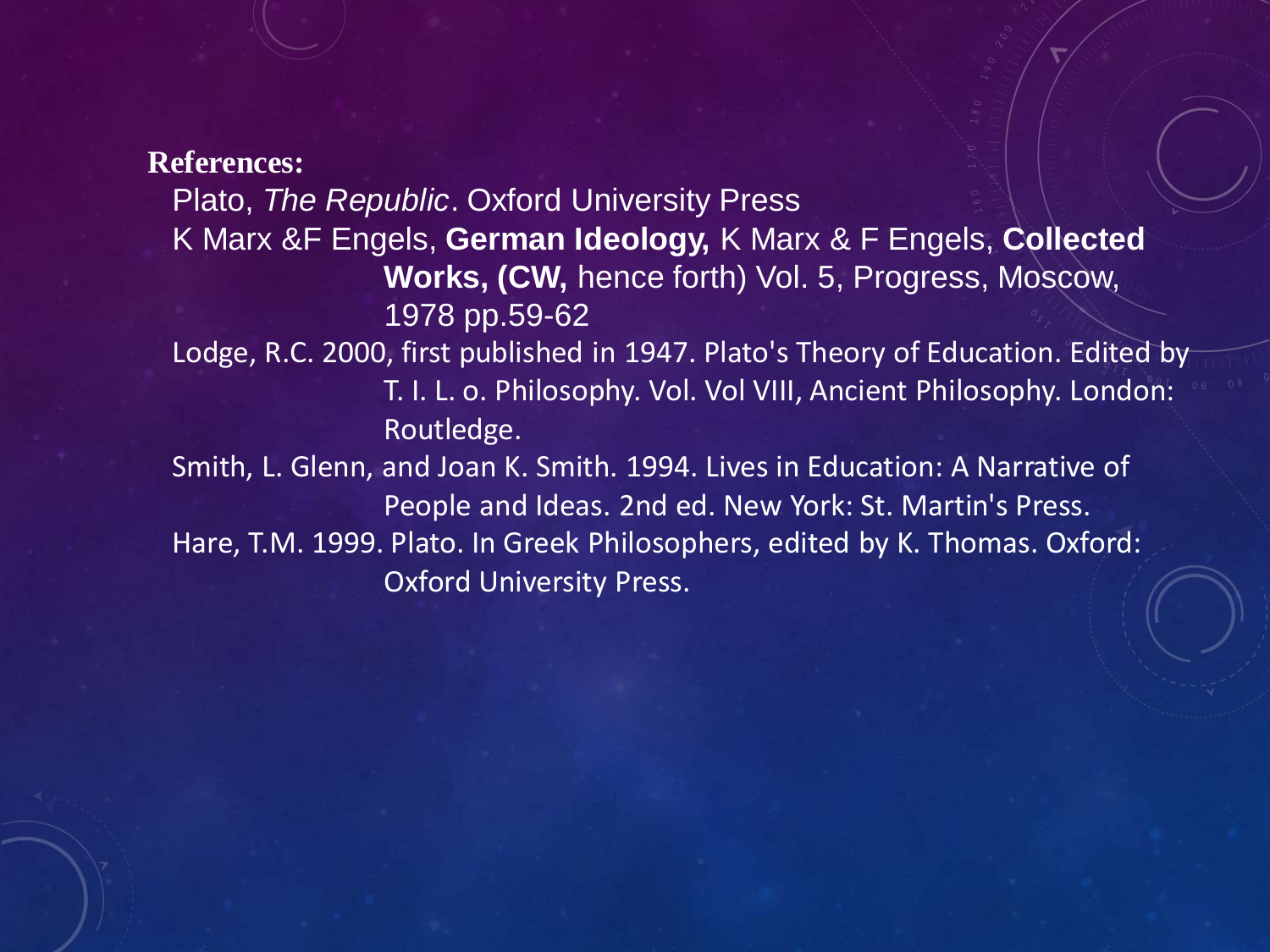**References:**

Plato, *The Republic*. Oxford University Press

K Marx &F Engels, **German Ideology,** K Marx & F Engels, **Collected Works, (CW,** hence forth) Vol. 5, Progress, Moscow, 1978 pp.59-62

Lodge, R.C. 2000, first published in 1947. Plato's Theory of Education. Edited by T. I. L. o. Philosophy. Vol. Vol VIII, Ancient Philosophy. London: Routledge.

Smith, L. Glenn, and Joan K. Smith. 1994. Lives in Education: A Narrative of People and Ideas. 2nd ed. New York: St. Martin's Press.

Hare, T.M. 1999. Plato. In Greek Philosophers, edited by K. Thomas. Oxford: Oxford University Press.